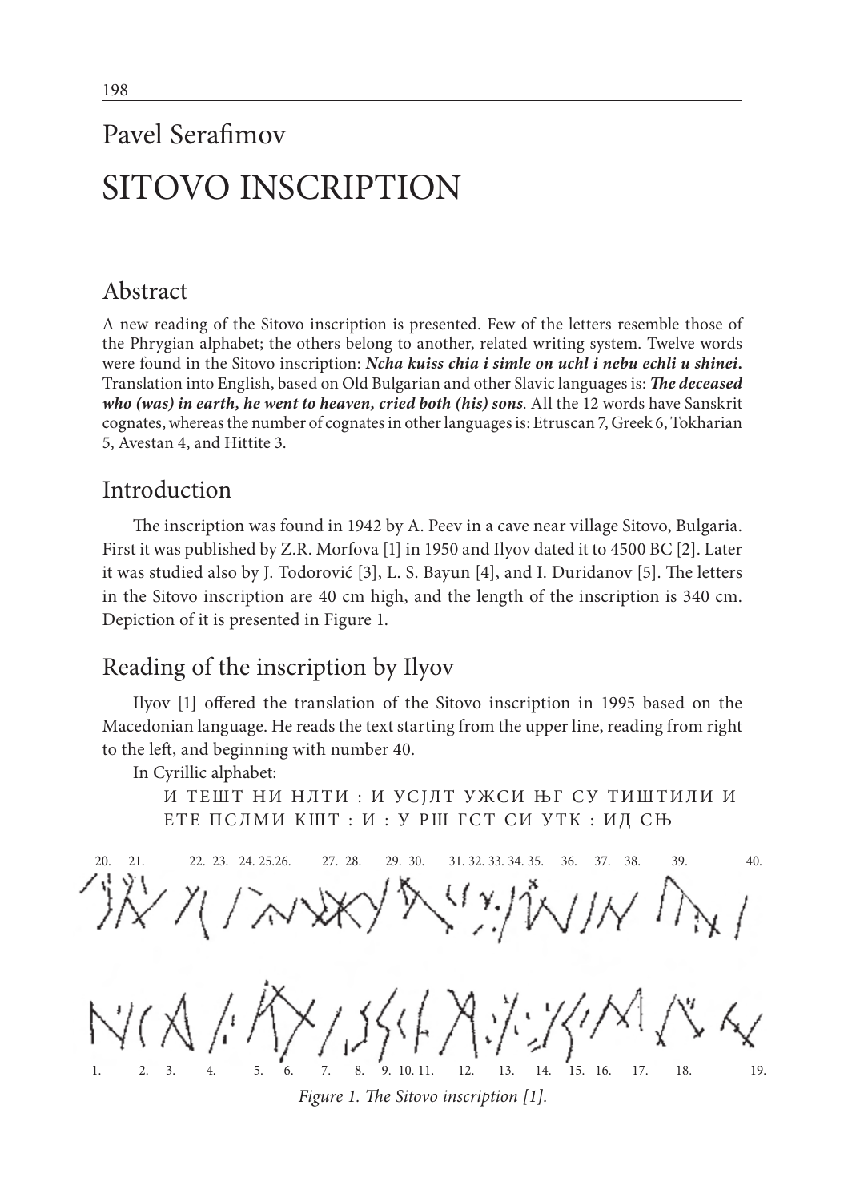Pavel Serafimov

# SITOVO INSCRIPTION

## Abstract

A new reading of the Sitovo inscription is presented. Few of the letters resemble those of the Phrygian alphabet; the others belong to another, related writing system. Twelve words were found in the Sitovo inscription: ***Ncha kuiss chia i simle on uchl i nebu echli u shinei.*** Translation into English, based on Old Bulgarian and other Slavic languages is: ***The deceased who (was) in earth, he went to heaven, cried both (his) sons***. All the 12 words have Sanskrit cognates, whereas the number of cognates in other languages is: Etruscan 7, Greek 6, Tokharian 5, Avestan 4, and Hittite 3.

## Introduction

The inscription was found in 1942 by A. Peev in a cave near village Sitovo, Bulgaria. First it was published by Z.R. Morfova [1] in 1950 and Ilyov dated it to 4500 BC [2]. Later it was studied also by J. Todorović [3], L. S. Bayun [4], and I. Duridanov [5]. The letters in the Sitovo inscription are 40 cm high, and the length of the inscription is 340 cm. Depiction of it is presented in Figure 1.

## Reading of the inscription by Ilyov

Ilyov [1] offered the translation of the Sitovo inscription in 1995 based on the Macedonian language. He reads the text starting from the upper line, reading from right to the left, and beginning with number 40.

In Cyrillic alphabet:

И ТЕШТ НИ НЛТИ : И УСЈЛТ УЖСИ ЊГ СУ ТИШТИЛИ И ЕТЕ ПСЛМИ КШТ : И : У РШ ГСТ СИ УТК : ИД СЊ

20. 21. 22. 23. 24. 25. 26. 27. 28. 29. 30. 31. 32. 33. 34. 35. 36. 37. 38. 39. 40.

1. 2. 3. 4. 5. 6. 7. 8. 9. 10. 11. 12. 13. 14. 15. 16. 17. 18. 19.

*Figure 1. The Sitovo inscription [1].*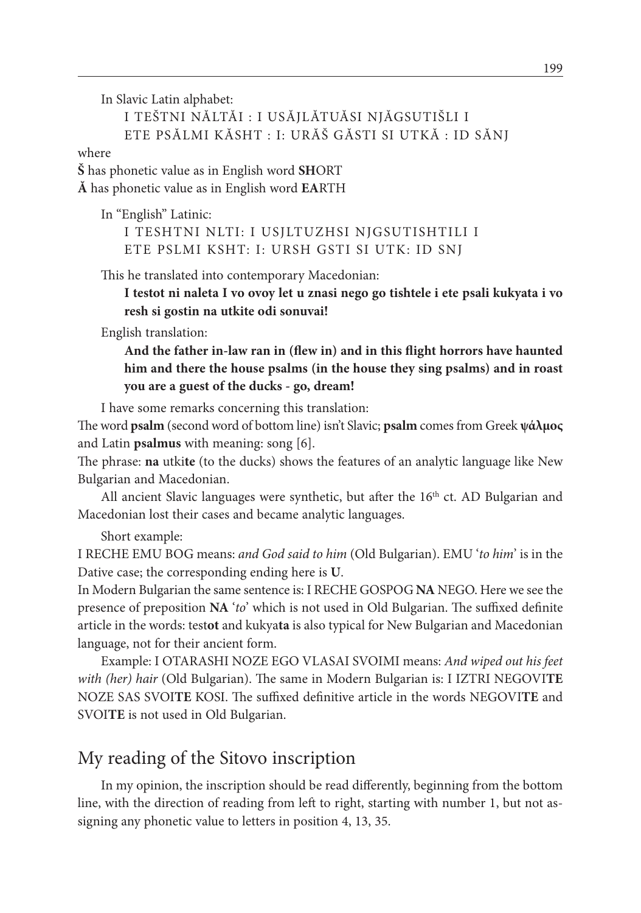In Slavic Latin alphabet:

I TEŠTNI NĂLTĂI : I USĂJLĂTUĂSI NJĂGSUTIŠLI I
ETE PSĂLMI KĂSHT : I: URĂŠ GĂSTI SI UTKĂ : ID SĂNJ

where

**Š** has phonetic value as in English word **SH**ORT
**Ă** has phonetic value as in English word **EA**RTH

In "English" Latinic:

I TESHTNI NLTI: I USJLTUZHSI NJGSUTISHTILI I
ETE PSLMI KSHT: I: URSH GSTI SI UTK: ID SNJ

This he translated into contemporary Macedonian:

**I testot ni naleta I vo ovoy let u znasi nego go tishtele i ete psali kukyata i vo resh si gostin na utkite odi sonuvai!**

English translation:

**And the father in-law ran in (flew in) and in this flight horrors have haunted him and there the house psalms (in the house they sing psalms) and in roast you are a guest of the ducks - go, dream!**

I have some remarks concerning this translation:

The word **psalm** (second word of bottom line) isn't Slavic; **psalm** comes from Greek **ψάλμος** and Latin **psalmus** with meaning: song [6].

The phrase: **na** utki**te** (to the ducks) shows the features of an analytic language like New Bulgarian and Macedonian.

All ancient Slavic languages were synthetic, but after the 16th ct. AD Bulgarian and Macedonian lost their cases and became analytic languages.

Short example:

I RECHE EMU BOG means: *and God said to him* (Old Bulgarian). EMU '*to him*' is in the Dative case; the corresponding ending here is **U**.

In Modern Bulgarian the same sentence is: I RECHE GOSPOG **NA** NEGO. Here we see the presence of preposition **NA** '*to*' which is not used in Old Bulgarian. The suffixed definite article in the words: test**ot** and kukya**ta** is also typical for New Bulgarian and Macedonian language, not for their ancient form.

Example: I OTARASHI NOZE EGO VLASAI SVOIMI means: *And wiped out his feet with (her) hair* (Old Bulgarian). The same in Modern Bulgarian is: I IZTRI NEGOVI**TE** NOZE SAS SVOI**TE** KOSI. The suffixed definitive article in the words NEGOVI**TE** and SVOI**TE** is not used in Old Bulgarian.

## My reading of the Sitovo inscription

In my opinion, the inscription should be read differently, beginning from the bottom line, with the direction of reading from left to right, starting with number 1, but not assigning any phonetic value to letters in position 4, 13, 35.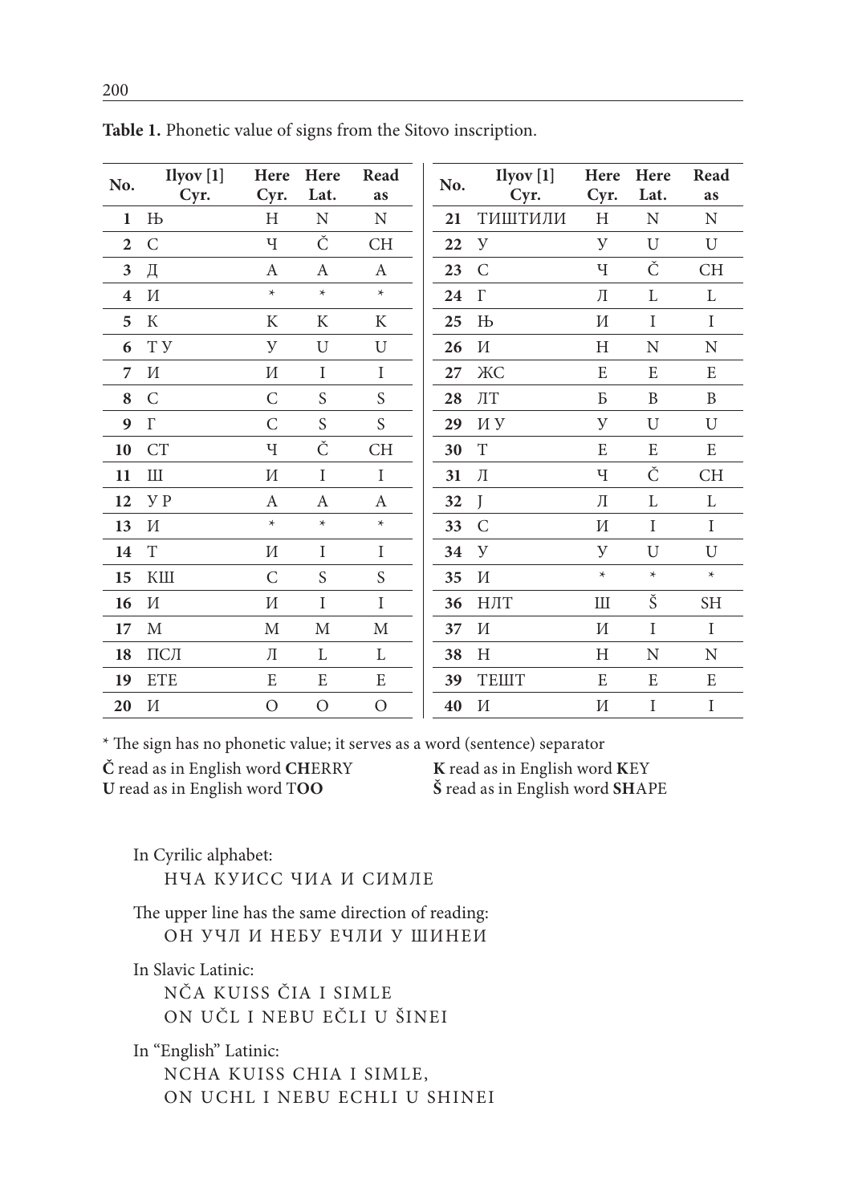**Table 1.** Phonetic value of signs from the Sitovo inscription.

| No. | Ilyov [1] Cyr. | Here Cyr. | Here Lat. | Read as | No. | Ilyov [1] Cyr. | Here Cyr. | Here Lat. | Read as |
|---|---|---|---|---|---|---|---|---|---|
| 1 | Њ | Н | N | N | 21 | ТИШТИЛИ | Н | N | N |
| 2 | С | Ч | Č | CH | 22 | У | У | U | U |
| 3 | Д | А | A | A | 23 | С | Ч | Č | CH |
| 4 | И | * | * | * | 24 | Г | Л | L | L |
| 5 | К | К | K | K | 25 | Њ | И | I | I |
| 6 | Т У | У | U | U | 26 | И | Н | N | N |
| 7 | И | И | I | I | 27 | ЖС | Е | E | E |
| 8 | С | С | S | S | 28 | ЛТ | Б | B | B |
| 9 | Г | С | S | S | 29 | И У | У | U | U |
| 10 | СТ | Ч | Č | CH | 30 | Т | Е | E | E |
| 11 | Ш | И | I | I | 31 | Л | Ч | Č | CH |
| 12 | У Р | А | A | A | 32 | J | Л | L | L |
| 13 | И | * | * | * | 33 | С | И | I | I |
| 14 | Т | И | I | I | 34 | У | У | U | U |
| 15 | КШ | С | S | S | 35 | И | * | * | * |
| 16 | И | И | I | I | 36 | НЛТ | Ш | Š | SH |
| 17 | М | М | M | M | 37 | И | И | I | I |
| 18 | ПСЛ | Л | L | L | 38 | Н | Н | N | N |
| 19 | ЕТЕ | Е | E | E | 39 | ТЕШТ | Е | E | E |
| 20 | И | О | O | O | 40 | И | И | I | I |

* The sign has no phonetic value; it serves as a word (sentence) separator

**Č** read as in English word **CH**ERRY
**K** read as in English word **K**EY
**U** read as in English word T**OO**
**Š** read as in English word **SH**APE

In Cyrilic alphabet:

НЧА КУИСС ЧИА И СИМЛЕ

The upper line has the same direction of reading:

ОН УЧЛ И НЕБУ ЕЧЛИ У ШИНЕИ

In Slavic Latinic:

NČA KUISS ČIA I SIMLE
ON UČL I NEBU EČLI U ŠINEI

In "English" Latinic:

NCHA KUISS CHIA I SIMLE,
ON UCHL I NEBU ECHLI U SHINEI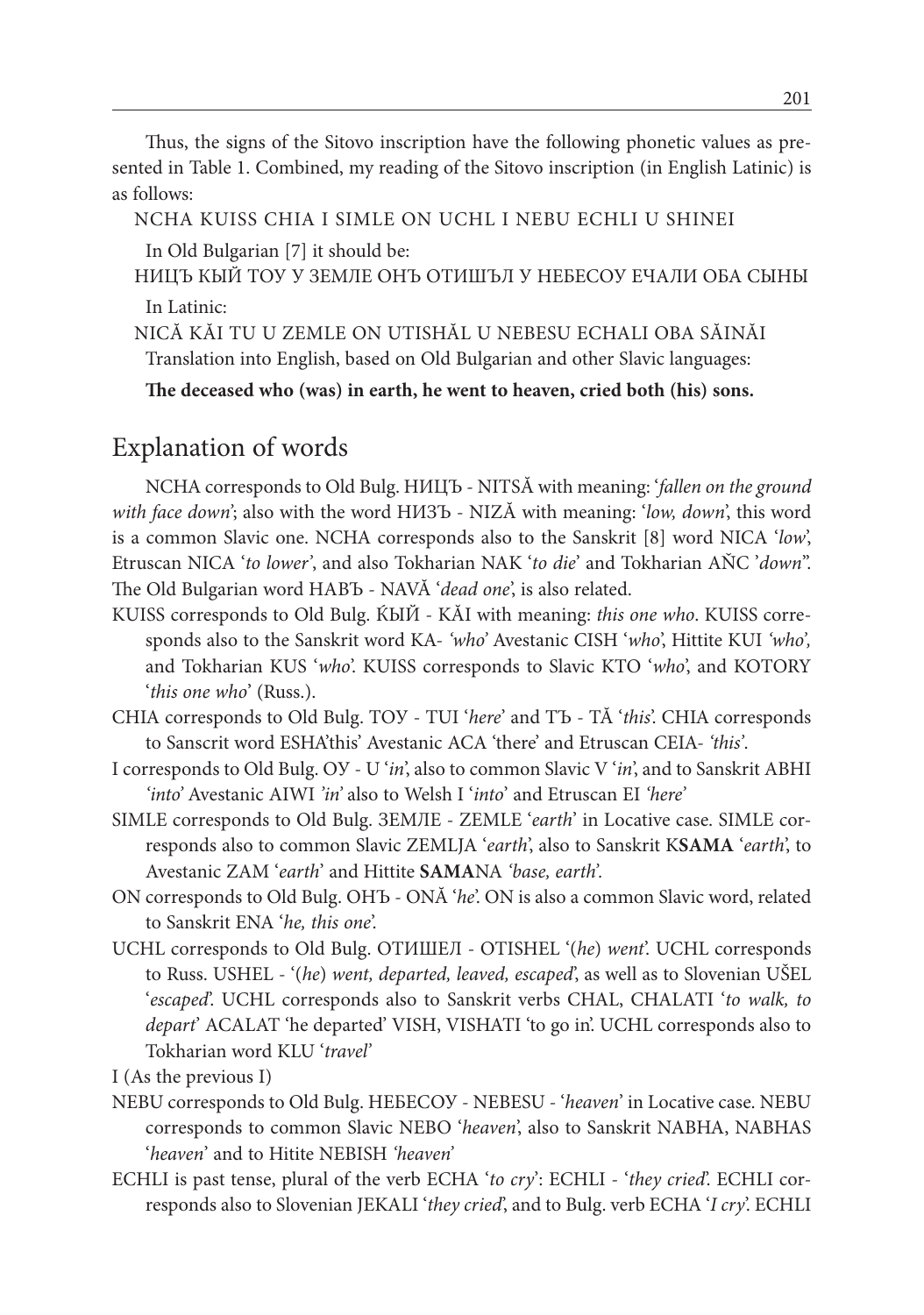Thus, the signs of the Sitovo inscription have the following phonetic values as presented in Table 1. Combined, my reading of the Sitovo inscription (in English Latinic) is as follows:

NCHA KUISS CHIA I SIMLE ON UCHL I NEBU ECHLI U SHINEI

In Old Bulgarian [7] it should be:

НИЦЪ КЫЙ ТОУ У ЗЕМЛЕ ОНЪ ОТИШЪЛ У НЕБЕСОУ ЕЧАЛИ ОБА СЫНЫ

In Latinic:

NICĂ KĂI TU U ZEMLE ON UTISHĂL U NEBESU ECHALI OBA SĂINĂI

Translation into English, based on Old Bulgarian and other Slavic languages:

**The deceased who (was) in earth, he went to heaven, cried both (his) sons.**

## Explanation of words

NCHA corresponds to Old Bulg. НИЦЪ - NITSĂ with meaning: '*fallen on the ground with face down*'; also with the word НИЗЪ - NIZĂ with meaning: '*low, down*', this word is a common Slavic one. NCHA corresponds also to the Sanskrit [8] word NICA '*low*', Etruscan NICA '*to lower*', and also Tokharian NAK '*to die*' and Tokharian AÑC '*down*'. The Old Bulgarian word НАВЪ - NAVĂ '*dead one*', is also related.

KUISS corresponds to Old Bulg. ЌЫЙ - KĂI with meaning: *this one who*. KUISS corresponds also to the Sanskrit word KA- *'who'* Avestanic CISH '*who*', Hittite KUI *'who',* and Tokharian KUS '*who*'. KUISS corresponds to Slavic KTO '*who*', and KOTORY '*this one who*' (Russ.).

CHIA corresponds to Old Bulg. ТОУ - TUI '*here*' and ТЪ - TĂ '*this*'. CHIA corresponds to Sanscrit word ESHA'this' Avestanic ACA 'there' and Etruscan CEIA- *'this'*.

I corresponds to Old Bulg. ОУ - U '*in*', also to common Slavic V '*in*', and to Sanskrit ABHI *'into'* Avestanic AIWI *'in'* also to Welsh I '*into*' and Etruscan EI *'here'*

SIMLE corresponds to Old Bulg. ЗЕМЛЕ - ZEMLE '*earth*' in Locative case. SIMLE corresponds also to common Slavic ZEMLJA '*earth*', also to Sanskrit K**SAMA** '*earth*', to Avestanic ZAM '*earth*' and Hittite **SAMA**NA *'base, earth'*.

ON corresponds to Old Bulg. ОНЪ - ONĂ '*he*'. ON is also a common Slavic word, related to Sanskrit ENA '*he, this one*'.

UCHL corresponds to Old Bulg. ОТИШЕЛ - OTISHEL '(*he*) *went*'. UCHL corresponds to Russ. USHEL - '(*he*) *went, departed, leaved, escaped*', as well as to Slovenian UŠEL '*escaped*'. UCHL corresponds also to Sanskrit verbs CHAL, CHALATI '*to walk, to depart*' ACALAT 'he departed' VISH, VISHATI 'to go in'. UCHL corresponds also to Tokharian word KLU '*travel*'

I (As the previous I)

NEBU corresponds to Old Bulg. НЕБЕСОУ - NEBESU - '*heaven*' in Locative case. NEBU corresponds to common Slavic NEBO '*heaven*', also to Sanskrit NABHA, NABHAS '*heaven*' and to Hitite NEBISH *'heaven'*

ECHLI is past tense, plural of the verb ECHA '*to cry*': ECHLI - '*they cried*'. ECHLI corresponds also to Slovenian JEKALI '*they cried*', and to Bulg. verb ECHA '*I cry*'. ECHLI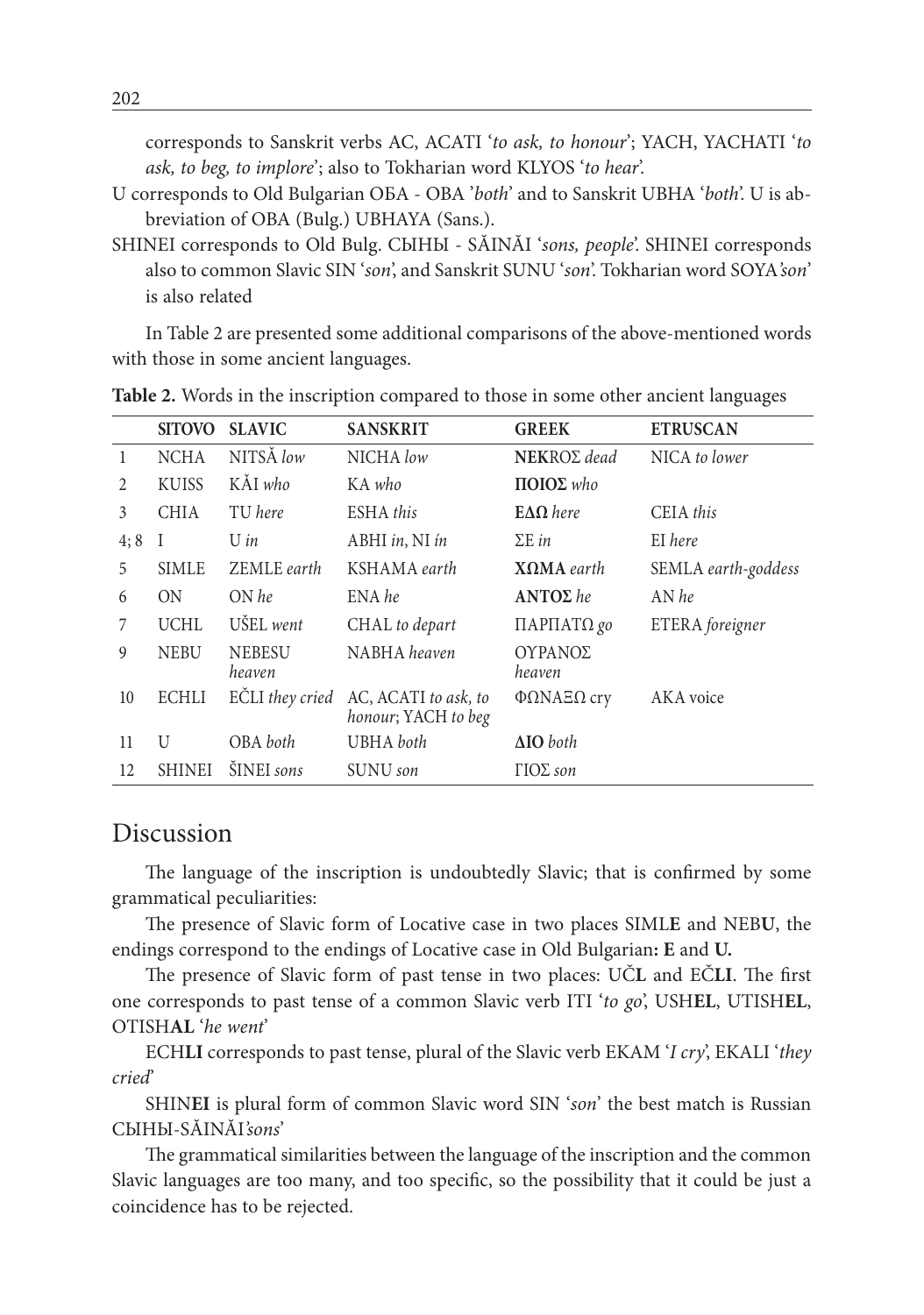corresponds to Sanskrit verbs AC, ACATI '*to ask, to honour*'; YACH, YACHATI '*to ask, to beg, to implore*'; also to Tokharian word KLYOS '*to hear*'.

U corresponds to Old Bulgarian ОБА - OBA '*both*' and to Sanskrit UBHA '*both*'. U is abbreviation of OBA (Bulg.) UBHAYA (Sans.).

SHINEI corresponds to Old Bulg. СЫНЫ - SĂINĂI '*sons, people*'. SHINEI corresponds also to common Slavic SIN '*son*', and Sanskrit SUNU '*son*'. Tokharian word SOYA*'son'* is also related

In Table 2 are presented some additional comparisons of the above-mentioned words with those in some ancient languages.

**Table 2.** Words in the inscription compared to those in some other ancient languages

| | SITOVO | SLAVIC | SANSKRIT | GREEK | ETRUSCAN |
|---|---|---|---|---|---|
| 1 | NCHA | NITSĂ *low* | NICHA *low* | **NEK**ΡΟΣ *dead* | NICA *to lower* |
| 2 | KUISS | KĂI *who* | KA *who* | **ΠΟΙΟΣ** *who* | |
| 3 | CHIA | TU *here* | ESHA *this* | **ΕΔΩ** *here* | CEIA *this* |
| 4; 8 | I | U *in* | ABHI *in*, NI *in* | ΣΕ *in* | EI *here* |
| 5 | SIMLE | ZEMLE *earth* | KSHAMA *earth* | **ΧΩΜΑ** *earth* | SEMLA *earth-goddess* |
| 6 | ON | ON *he* | ENA *he* | **ΑΝΤΟΣ** *he* | AN *he* |
| 7 | UCHL | UŠEL *went* | CHAL *to depart* | ΠΑΡΠΑΤΩ *go* | ETERA *foreigner* |
| 9 | NEBU | NEBESU *heaven* | NABHA *heaven* | ΟΥΡΑΝΟΣ *heaven* | |
| 10 | ECHLI | EČLI *they cried* | AC, ACATI *to ask, to honour*; YACH *to beg* | ΦΩΝΑΞΩ cry | AKA voice |
| 11 | U | OBA *both* | UBHA *both* | **ΔΙΟ** *both* | |
| 12 | SHINEI | ŠINEI *sons* | SUNU *son* | ΓΙΟΣ *son* | |

## Discussion

The language of the inscription is undoubtedly Slavic; that is confirmed by some grammatical peculiarities:

The presence of Slavic form of Locative case in two places SIML**E** and NEB**U**, the endings correspond to the endings of Locative case in Old Bulgarian**: E** and **U.**

The presence of Slavic form of past tense in two places: UČ**L** and EČ**LI**. The first one corresponds to past tense of a common Slavic verb ITI '*to go*', USH**EL**, UTISH**EL**, OTISH**AL** '*he went*'

ECH**LI** corresponds to past tense, plural of the Slavic verb EKAM '*I cry*', EKALI '*they cried*'

SHIN**EI** is plural form of common Slavic word SIN '*son*' the best match is Russian СЫНЫ-SĂINĂI*'sons*'

The grammatical similarities between the language of the inscription and the common Slavic languages are too many, and too specific, so the possibility that it could be just a coincidence has to be rejected.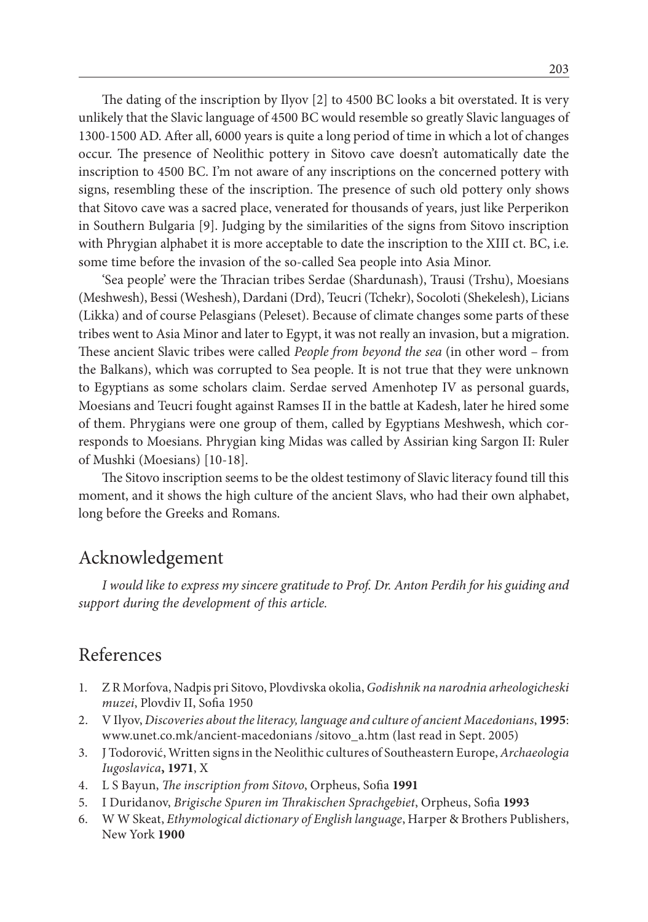The dating of the inscription by Ilyov [2] to 4500 BC looks a bit overstated. It is very unlikely that the Slavic language of 4500 BC would resemble so greatly Slavic languages of 1300-1500 AD. After all, 6000 years is quite a long period of time in which a lot of changes occur. The presence of Neolithic pottery in Sitovo cave doesn't automatically date the inscription to 4500 BC. I'm not aware of any inscriptions on the concerned pottery with signs, resembling these of the inscription. The presence of such old pottery only shows that Sitovo cave was a sacred place, venerated for thousands of years, just like Perperikon in Southern Bulgaria [9]. Judging by the similarities of the signs from Sitovo inscription with Phrygian alphabet it is more acceptable to date the inscription to the XIII ct. BC, i.e. some time before the invasion of the so-called Sea people into Asia Minor.

'Sea people' were the Thracian tribes Serdae (Shardunash), Trausi (Trshu), Moesians (Meshwesh), Bessi (Weshesh), Dardani (Drd), Teucri (Tchekr), Socoloti (Shekelesh), Licians (Likka) and of course Pelasgians (Peleset). Because of climate changes some parts of these tribes went to Asia Minor and later to Egypt, it was not really an invasion, but a migration. These ancient Slavic tribes were called *People from beyond the sea* (in other word – from the Balkans), which was corrupted to Sea people. It is not true that they were unknown to Egyptians as some scholars claim. Serdae served Amenhotep IV as personal guards, Moesians and Teucri fought against Ramses II in the battle at Kadesh, later he hired some of them. Phrygians were one group of them, called by Egyptians Meshwesh, which corresponds to Moesians. Phrygian king Midas was called by Assirian king Sargon II: Ruler of Mushki (Moesians) [10-18].

The Sitovo inscription seems to be the oldest testimony of Slavic literacy found till this moment, and it shows the high culture of the ancient Slavs, who had their own alphabet, long before the Greeks and Romans.

## Acknowledgement

*I would like to express my sincere gratitude to Prof. Dr. Anton Perdih for his guiding and support during the development of this article.*

## References

1. Z R Morfova, Nadpis pri Sitovo, Plovdivska okolia, *Godishnik na narodnia arheologicheski muzei*, Plovdiv II, Sofia 1950
2. V Ilyov, *Discoveries about the literacy, language and culture of ancient Macedonians*, **1995**: www.unet.co.mk/ancient-macedonians /sitovo_a.htm (last read in Sept. 2005)
3. J Todorović, Written signs in the Neolithic cultures of Southeastern Europe, *Archaeologia Iugoslavica*, **1971**, X
4. L S Bayun, *The inscription from Sitovo*, Orpheus, Sofia **1991**
5. I Duridanov, *Brigische Spuren im Thrakischen Sprachgebiet*, Orpheus, Sofia **1993**
6. W W Skeat, *Ethymological dictionary of English language*, Harper & Brothers Publishers, New York **1900**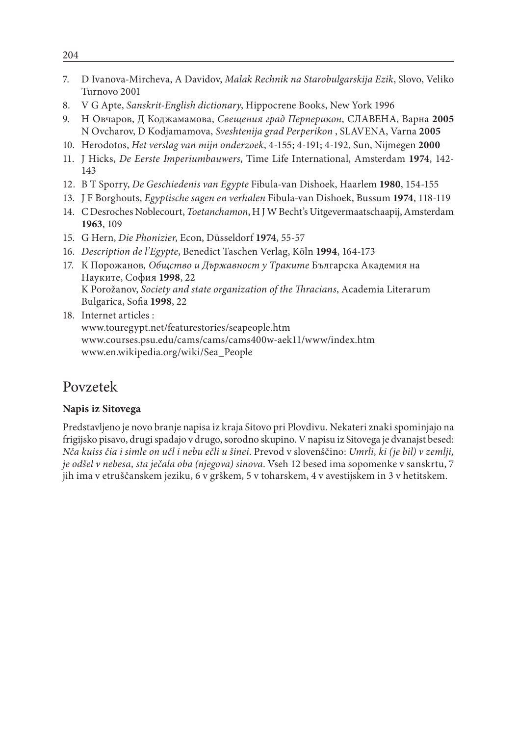7. D Ivanova-Mircheva, A Davidov, *Malak Rechnik na Starobulgarskija Ezik*, Slovo, Veliko Turnovo 2001
8. V G Apte, *Sanskrit-English dictionary*, Hippocrene Books, New York 1996
9. Н Овчаров, Д Коджамамова, *Свещения град Перперикон*, СЛАВЕНА, Варна **2005**
   N Ovcharov, D Kodjamamova, *Sveshtenija grad Perperikon* , SLAVENA, Varna **2005**
10. Herodotos, *Het verslag van mijn onderzoek*, 4-155; 4-191; 4-192, Sun, Nijmegen **2000**
11. J Hicks, *De Eerste Imperiumbauwers*, Time Life International, Amsterdam **1974**, 142-143
12. B T Sporry, *De Geschiedenis van Egypte* Fibula-van Dishoek, Haarlem **1980**, 154-155
13. J F Borghouts, *Egyptische sagen en verhalen* Fibula-van Dishoek, Bussum **1974**, 118-119
14. C Desroches Noblecourt, *Toetanchamon*, H J W Becht's Uitgevermaatschaapij, Amsterdam **1963**, 109
15. G Hern, *Die Phonizier*, Econ, Düsseldorf **1974**, 55-57
16. *Description de l'Egypte*, Benedict Taschen Verlag, Köln **1994**, 164-173
17. К Порожанов, *Общество и Държавност у Траките* Българска Академия на Науките, София **1998**, 22
    K Porožanov, *Society and state organization of the Thracians*, Academia Literarum Bulgarica, Sofia **1998**, 22
18. Internet articles :
    www.touregypt.net/featurestories/seapeople.htm
    www.courses.psu.edu/cams/cams/cams400w-aek11/www/index.htm
    www.en.wikipedia.org/wiki/Sea_People

# Povzetek

**Napis iz Sitovega**

Predstavljeno je novo branje napisa iz kraja Sitovo pri Plovdivu. Nekateri znaki spominjajo na frigijsko pisavo, drugi spadajo v drugo, sorodno skupino. V napisu iz Sitovega je dvanajst besed: *Nča kuiss čia i simle on učl i nebu ečli u šinei*. Prevod v slovenščino: *Umrli, ki (je bil) v zemlji, je odšel v nebesa, sta ječala oba (njegova) sinova*. Vseh 12 besed ima sopomenke v sanskrtu, 7 jih ima v etruščanskem jeziku, 6 v grškem, 5 v toharskem, 4 v avestijskem in 3 v hetitskem.